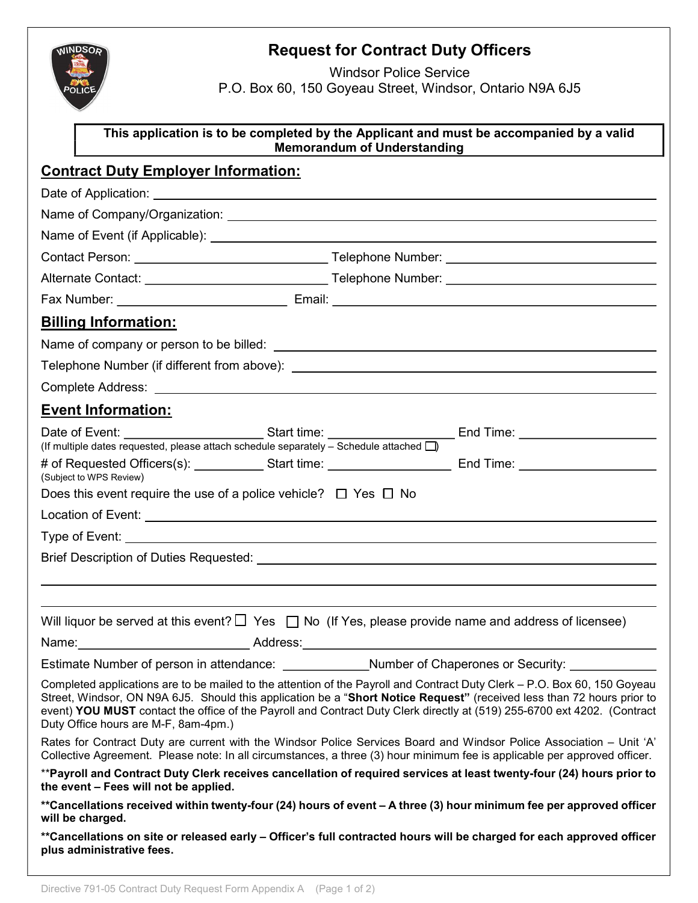# Request for Contract Duty Officers

Windsor Police Service
P.O. Box 60, 150 Goyeau Street, Windsor, Ontario N9A 6J5

**This application is to be completed by the Applicant and must be accompanied by a valid Memorandum of Understanding**

## Contract Duty Employer Information:

Date of Application: ______________________________

Name of Company/Organization: ______________________________

Name of Event (if Applicable): ______________________________

Contact Person: ______________________________ Telephone Number: ______________________________

Alternate Contact: ______________________________ Telephone Number: ______________________________

Fax Number: ______________________________ Email: ______________________________

## Billing Information:

Name of company or person to be billed: ______________________________

Telephone Number (if different from above): ______________________________

Complete Address: ______________________________

## Event Information:

Date of Event: ____________________ Start time: ____________________ End Time: ____________________
(If multiple dates requested, please attach schedule separately – Schedule attached ☐)

# of Requested Officers(s): __________ Start time: ____________________ End Time: ____________________
(Subject to WPS Review)

Does this event require the use of a police vehicle? ☐ Yes ☐ No

Location of Event: ______________________________

Type of Event: ______________________________

Brief Description of Duties Requested: ______________________________

______________________________

______________________________

Will liquor be served at this event? ☐ Yes ☐ No (If Yes, please provide name and address of licensee)

Name: ______________________________ Address: ______________________________

Estimate Number of person in attendance: ____________ Number of Chaperones or Security: ____________

Completed applications are to be mailed to the attention of the Payroll and Contract Duty Clerk – P.O. Box 60, 150 Goyeau Street, Windsor, ON N9A 6J5. Should this application be a "**Short Notice Request"** (received less than 72 hours prior to event) **YOU MUST** contact the office of the Payroll and Contract Duty Clerk directly at (519) 255-6700 ext 4202. (Contract Duty Office hours are M-F, 8am-4pm.)

Rates for Contract Duty are current with the Windsor Police Services Board and Windsor Police Association – Unit 'A' Collective Agreement. Please note: In all circumstances, a three (3) hour minimum fee is applicable per approved officer.

****Payroll and Contract Duty Clerk receives cancellation of required services at least twenty-four (24) hours prior to the event – Fees will not be applied.**

****Cancellations received within twenty-four (24) hours of event – A three (3) hour minimum fee per approved officer will be charged.**

****Cancellations on site or released early – Officer's full contracted hours will be charged for each approved officer plus administrative fees.**

Directive 791-05 Contract Duty Request Form Appendix A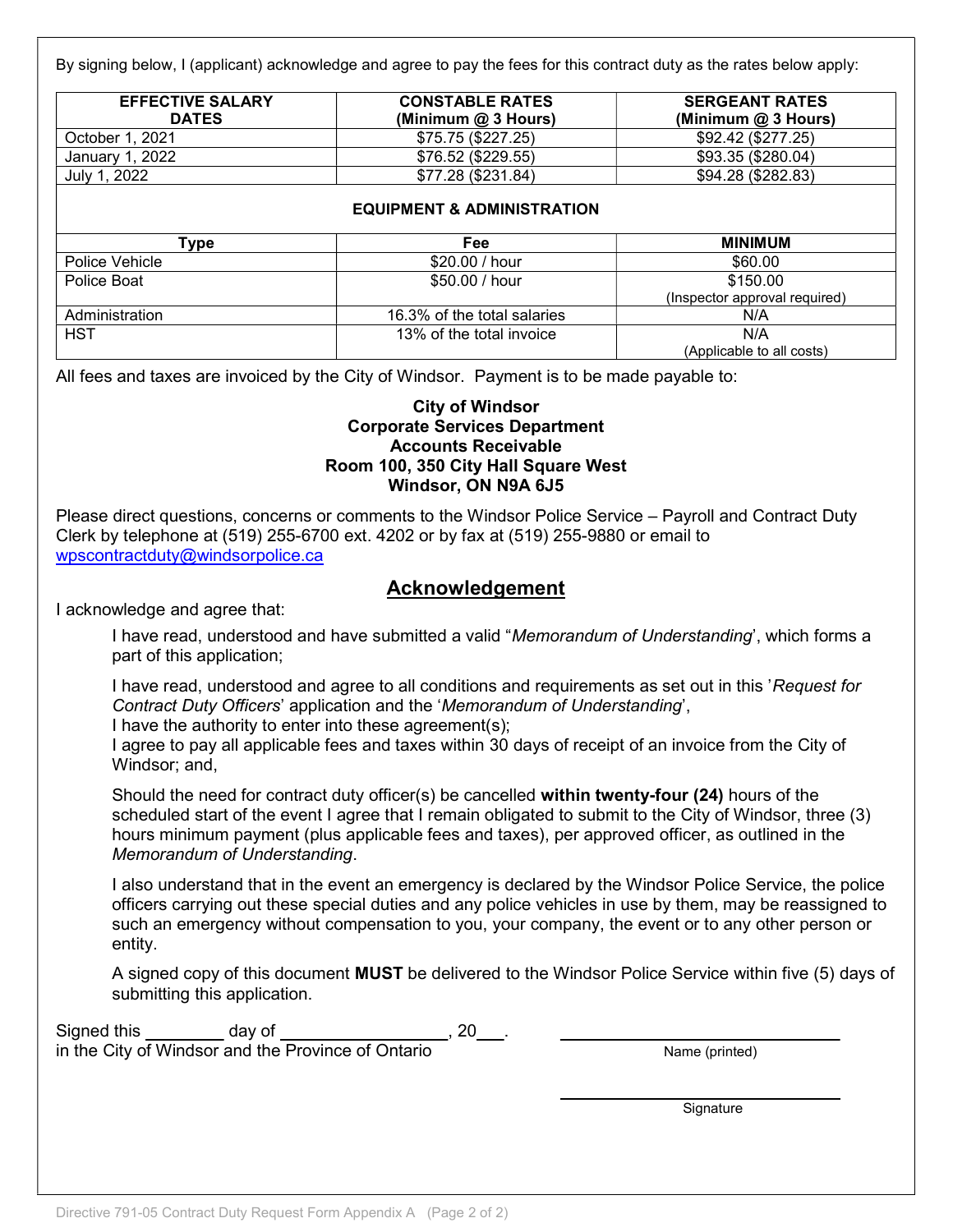By signing below, I (applicant) acknowledge and agree to pay the fees for this contract duty as the rates below apply:

| EFFECTIVE SALARY DATES | CONSTABLE RATES (Minimum @ 3 Hours) | SERGEANT RATES (Minimum @ 3 Hours) |
|---|---|---|
| October 1, 2021 | $75.75 ($227.25) | $92.42 ($277.25) |
| January 1, 2022 | $76.52 ($229.55) | $93.35 ($280.04) |
| July 1, 2022 | $77.28 ($231.84) | $94.28 ($282.83) |

**EQUIPMENT & ADMINISTRATION**

| Type | Fee | MINIMUM |
|---|---|---|
| Police Vehicle | $20.00 / hour | $60.00 |
| Police Boat | $50.00 / hour | $150.00 (Inspector approval required) |
| Administration | 16.3% of the total salaries | N/A |
| HST | 13% of the total invoice | N/A (Applicable to all costs) |

All fees and taxes are invoiced by the City of Windsor. Payment is to be made payable to:

**City of Windsor**
**Corporate Services Department**
**Accounts Receivable**
**Room 100, 350 City Hall Square West**
**Windsor, ON N9A 6J5**

Please direct questions, concerns or comments to the Windsor Police Service – Payroll and Contract Duty Clerk by telephone at (519) 255-6700 ext. 4202 or by fax at (519) 255-9880 or email to wpscontractduty@windsorpolice.ca

## Acknowledgement

I acknowledge and agree that:

I have read, understood and have submitted a valid "*Memorandum of Understanding*', which forms a part of this application;

I have read, understood and agree to all conditions and requirements as set out in this '*Request for Contract Duty Officers*' application and the '*Memorandum of Understanding*',
I have the authority to enter into these agreement(s);
I agree to pay all applicable fees and taxes within 30 days of receipt of an invoice from the City of Windsor; and,

Should the need for contract duty officer(s) be cancelled **within twenty-four (24)** hours of the scheduled start of the event I agree that I remain obligated to submit to the City of Windsor, three (3) hours minimum payment (plus applicable fees and taxes), per approved officer, as outlined in the *Memorandum of Understanding*.

I also understand that in the event an emergency is declared by the Windsor Police Service, the police officers carrying out these special duties and any police vehicles in use by them, may be reassigned to such an emergency without compensation to you, your company, the event or to any other person or entity.

A signed copy of this document **MUST** be delivered to the Windsor Police Service within five (5) days of submitting this application.

Signed this ________ day of _________________, 20___.
in the City of Windsor and the Province of Ontario

______________________________
Name (printed)

______________________________
Signature

Directive 791-05 Contract Duty Request Form Appendix A